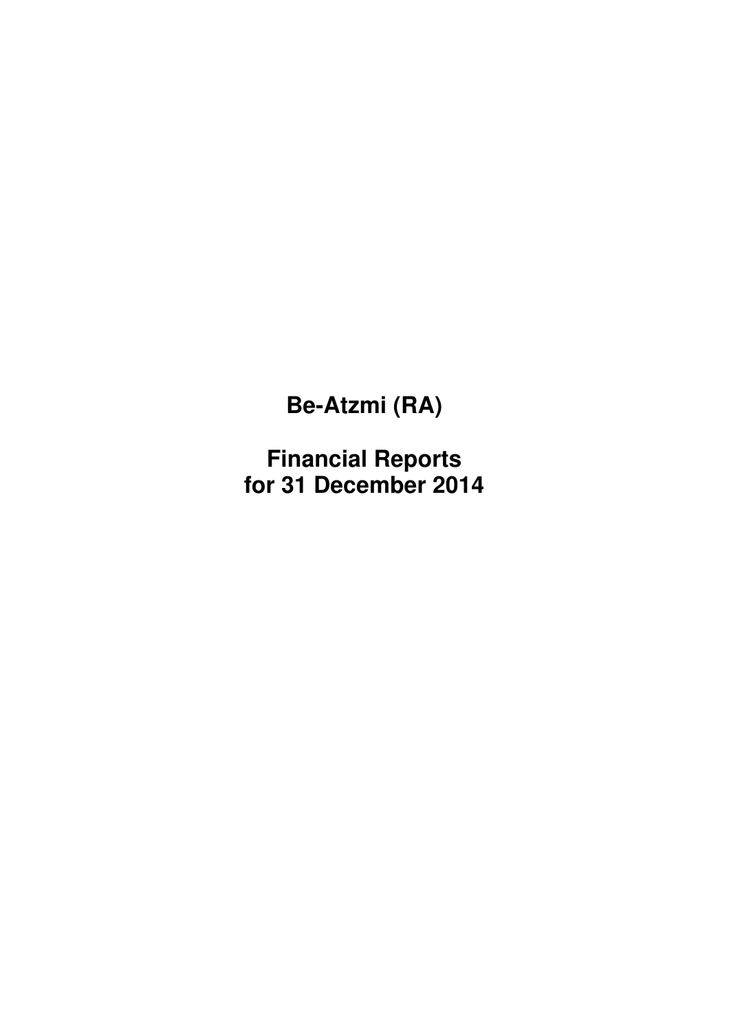# Be-Atzmi (RA)

# Financial Reports
# for 31 December 2014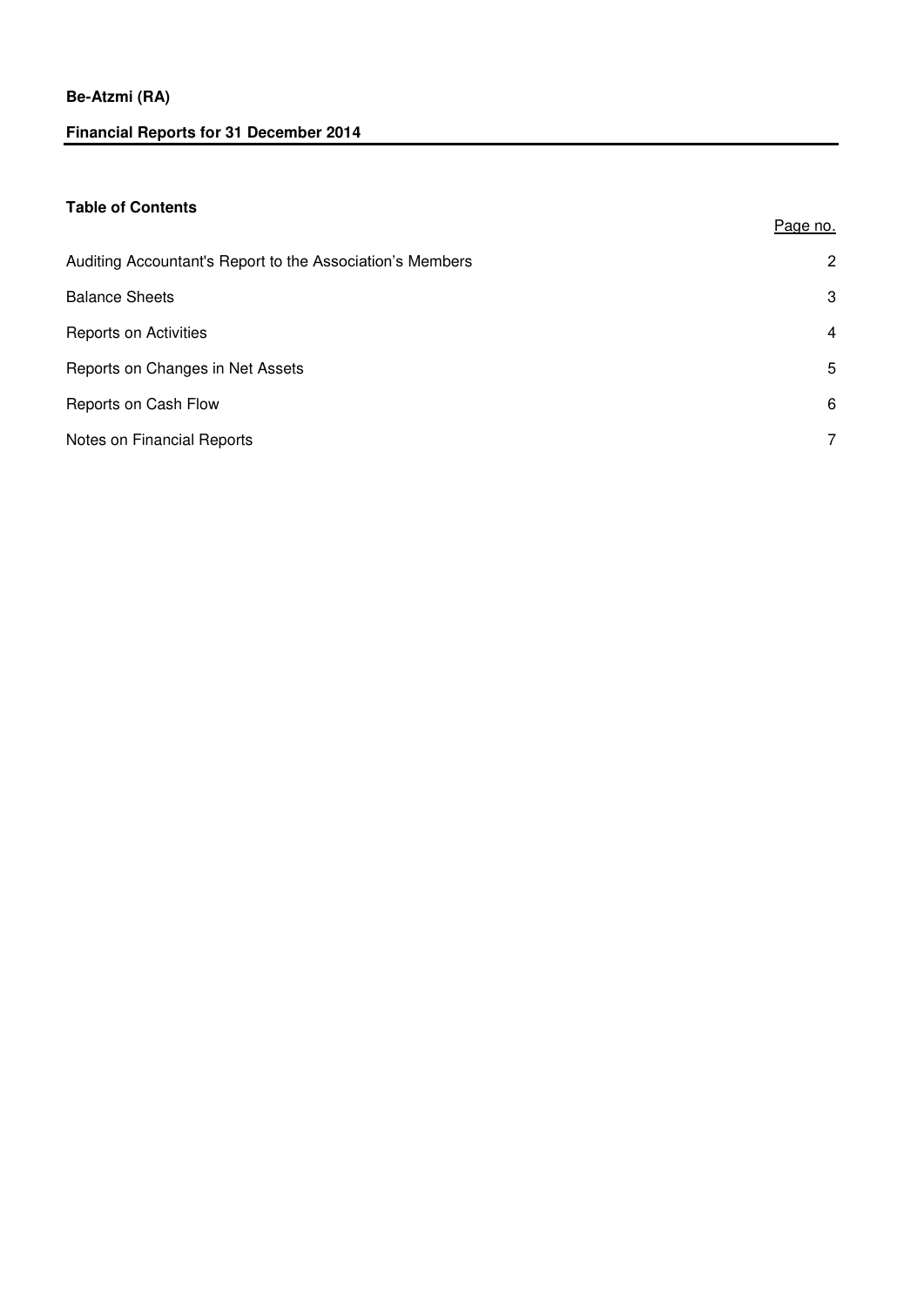**Be-Atzmi (RA)**

**Financial Reports for 31 December 2014**

**Table of Contents**

| | Page no. |
|---|---|
| Auditing Accountant's Report to the Association's Members | 2 |
| Balance Sheets | 3 |
| Reports on Activities | 4 |
| Reports on Changes in Net Assets | 5 |
| Reports on Cash Flow | 6 |
| Notes on Financial Reports | 7 |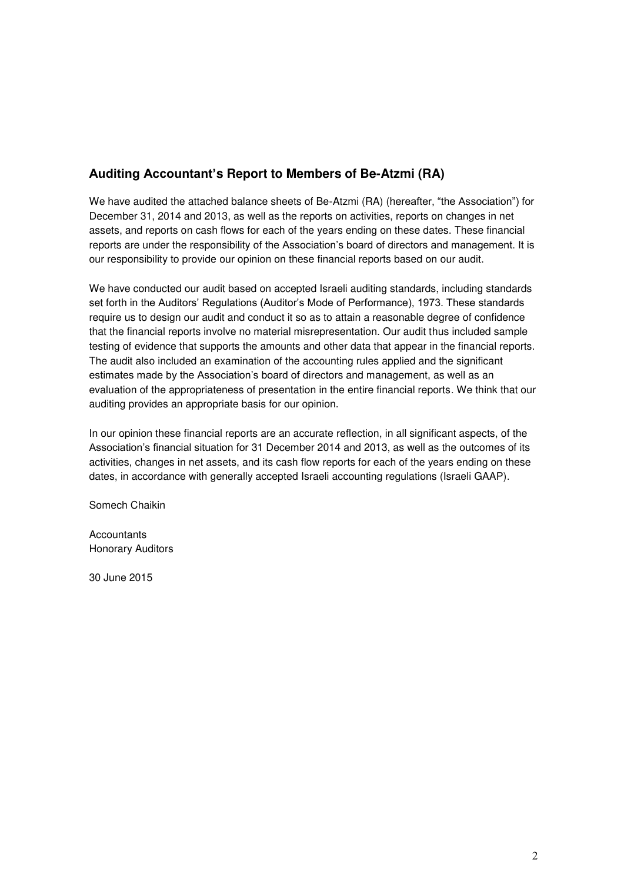## Auditing Accountant's Report to Members of Be-Atzmi (RA)

We have audited the attached balance sheets of Be-Atzmi (RA) (hereafter, "the Association") for December 31, 2014 and 2013, as well as the reports on activities, reports on changes in net assets, and reports on cash flows for each of the years ending on these dates. These financial reports are under the responsibility of the Association's board of directors and management. It is our responsibility to provide our opinion on these financial reports based on our audit.

We have conducted our audit based on accepted Israeli auditing standards, including standards set forth in the Auditors' Regulations (Auditor's Mode of Performance), 1973. These standards require us to design our audit and conduct it so as to attain a reasonable degree of confidence that the financial reports involve no material misrepresentation. Our audit thus included sample testing of evidence that supports the amounts and other data that appear in the financial reports. The audit also included an examination of the accounting rules applied and the significant estimates made by the Association's board of directors and management, as well as an evaluation of the appropriateness of presentation in the entire financial reports. We think that our auditing provides an appropriate basis for our opinion.

In our opinion these financial reports are an accurate reflection, in all significant aspects, of the Association's financial situation for 31 December 2014 and 2013, as well as the outcomes of its activities, changes in net assets, and its cash flow reports for each of the years ending on these dates, in accordance with generally accepted Israeli accounting regulations (Israeli GAAP).

Somech Chaikin

Accountants
Honorary Auditors

30 June 2015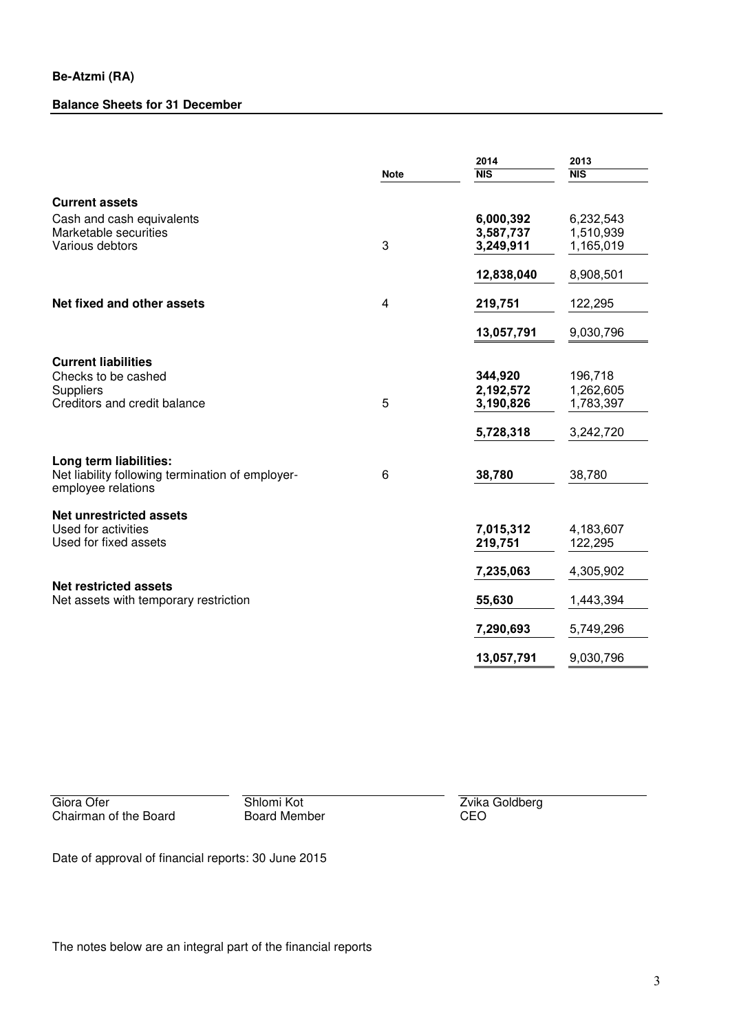**Be-Atzmi (RA)**

**Balance Sheets for 31 December**

| | Note | 2014 NIS | 2013 NIS |
|---|---|---|---|
| **Current assets** | | | |
| Cash and cash equivalents | | **6,000,392** | 6,232,543 |
| Marketable securities | | **3,587,737** | 1,510,939 |
| Various debtors | 3 | **3,249,911** | 1,165,019 |
| | | **12,838,040** | 8,908,501 |
| **Net fixed and other assets** | 4 | **219,751** | 122,295 |
| | | **13,057,791** | 9,030,796 |
| **Current liabilities** | | | |
| Checks to be cashed | | **344,920** | 196,718 |
| Suppliers | | **2,192,572** | 1,262,605 |
| Creditors and credit balance | 5 | **3,190,826** | 1,783,397 |
| | | **5,728,318** | 3,242,720 |
| **Long term liabilities:** | | | |
| Net liability following termination of employer-employee relations | 6 | **38,780** | 38,780 |
| **Net unrestricted assets** | | | |
| Used for activities | | **7,015,312** | 4,183,607 |
| Used for fixed assets | | **219,751** | 122,295 |
| | | **7,235,063** | 4,305,902 |
| **Net restricted assets** | | | |
| Net assets with temporary restriction | | **55,630** | 1,443,394 |
| | | **7,290,693** | 5,749,296 |
| | | **13,057,791** | 9,030,796 |

| | | |
|---|---|---|
| Giora Ofer | Shlomi Kot | Zvika Goldberg |
| Chairman of the Board | Board Member | CEO |

Date of approval of financial reports: 30 June 2015

The notes below are an integral part of the financial reports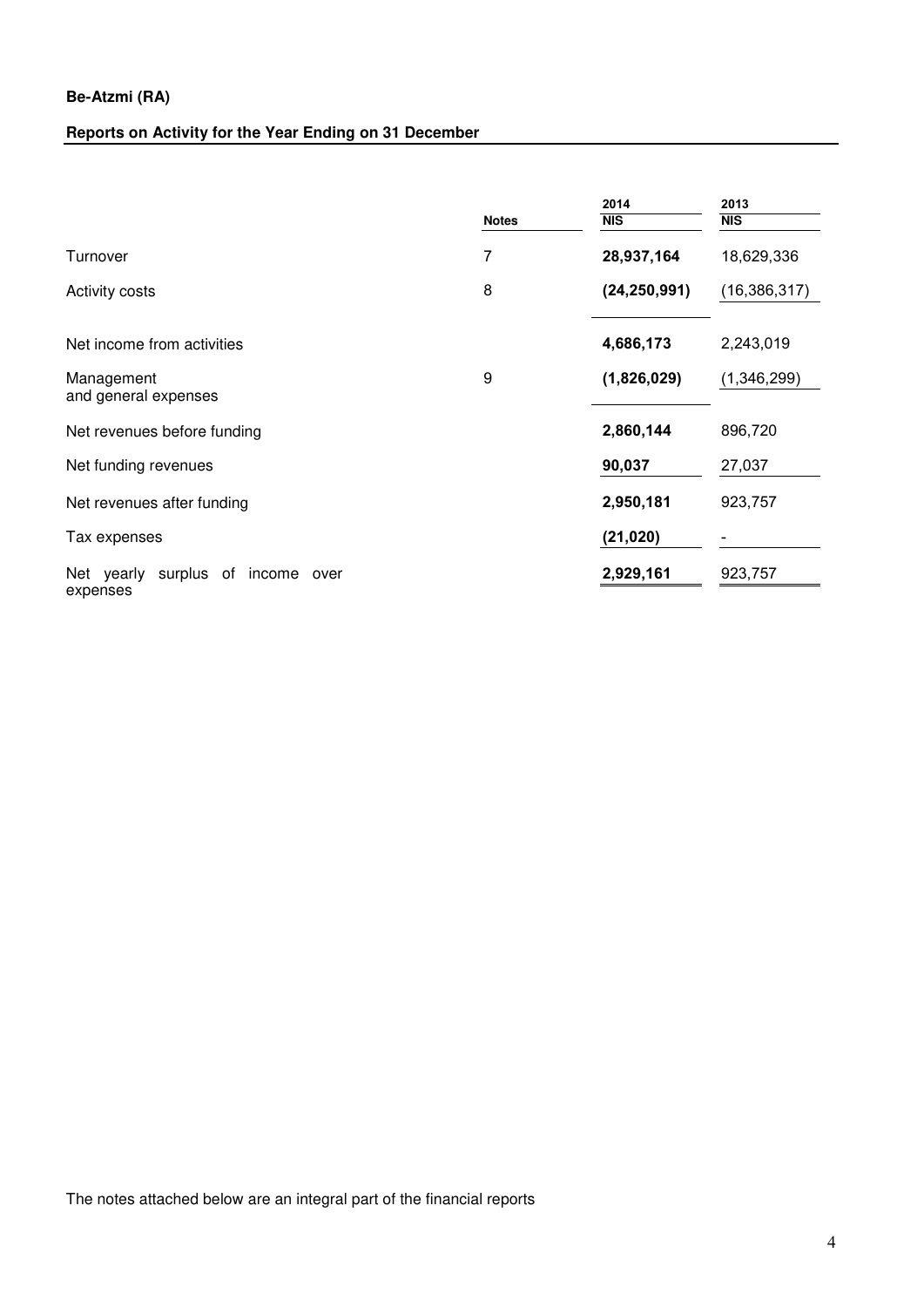**Be-Atzmi (RA)**

**Reports on Activity for the Year Ending on 31 December**

| | Notes | 2014<br>NIS | 2013<br>NIS |
|---|---|---|---|
| Turnover | 7 | **28,937,164** | 18,629,336 |
| Activity costs | 8 | **(24,250,991)** | (16,386,317) |
| Net income from activities | | **4,686,173** | 2,243,019 |
| Management and general expenses | 9 | **(1,826,029)** | (1,346,299) |
| Net revenues before funding | | **2,860,144** | 896,720 |
| Net funding revenues | | **90,037** | 27,037 |
| Net revenues after funding | | **2,950,181** | 923,757 |
| Tax expenses | | **(21,020)** | - |
| Net yearly surplus of income over expenses | | **2,929,161** | 923,757 |

The notes attached below are an integral part of the financial reports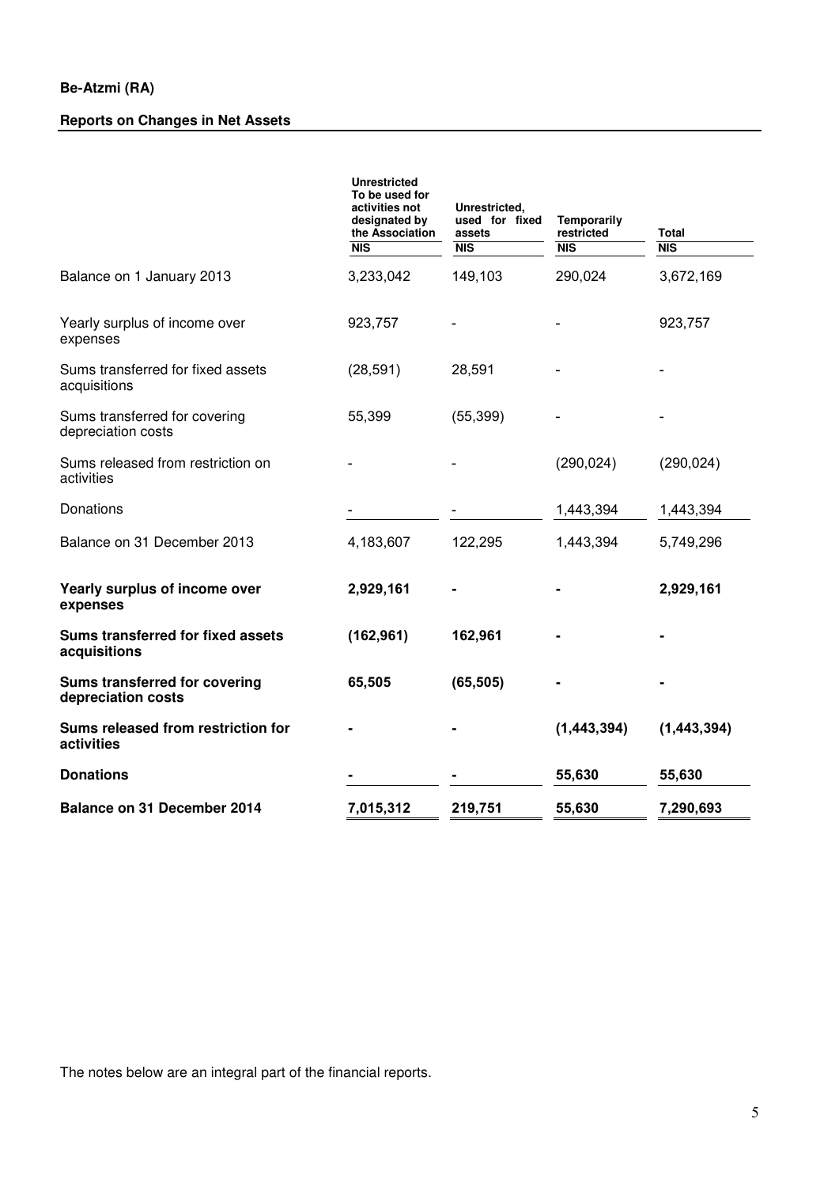**Be-Atzmi (RA)**

**Reports on Changes in Net Assets**

| | Unrestricted To be used for activities not designated by the Association | Unrestricted, used for fixed assets | Temporarily restricted | Total |
|---|---|---|---|---|
| | NIS | NIS | NIS | NIS |
| Balance on 1 January 2013 | 3,233,042 | 149,103 | 290,024 | 3,672,169 |
| Yearly surplus of income over expenses | 923,757 | - | - | 923,757 |
| Sums transferred for fixed assets acquisitions | (28,591) | 28,591 | - | - |
| Sums transferred for covering depreciation costs | 55,399 | (55,399) | - | - |
| Sums released from restriction on activities | - | - | (290,024) | (290,024) |
| Donations | - | - | 1,443,394 | 1,443,394 |
| Balance on 31 December 2013 | 4,183,607 | 122,295 | 1,443,394 | 5,749,296 |
| **Yearly surplus of income over expenses** | **2,929,161** | **-** | **-** | **2,929,161** |
| **Sums transferred for fixed assets acquisitions** | **(162,961)** | **162,961** | **-** | **-** |
| **Sums transferred for covering depreciation costs** | **65,505** | **(65,505)** | **-** | **-** |
| **Sums released from restriction for activities** | **-** | **-** | **(1,443,394)** | **(1,443,394)** |
| **Donations** | **-** | **-** | **55,630** | **55,630** |
| **Balance on 31 December 2014** | **7,015,312** | **219,751** | **55,630** | **7,290,693** |

The notes below are an integral part of the financial reports.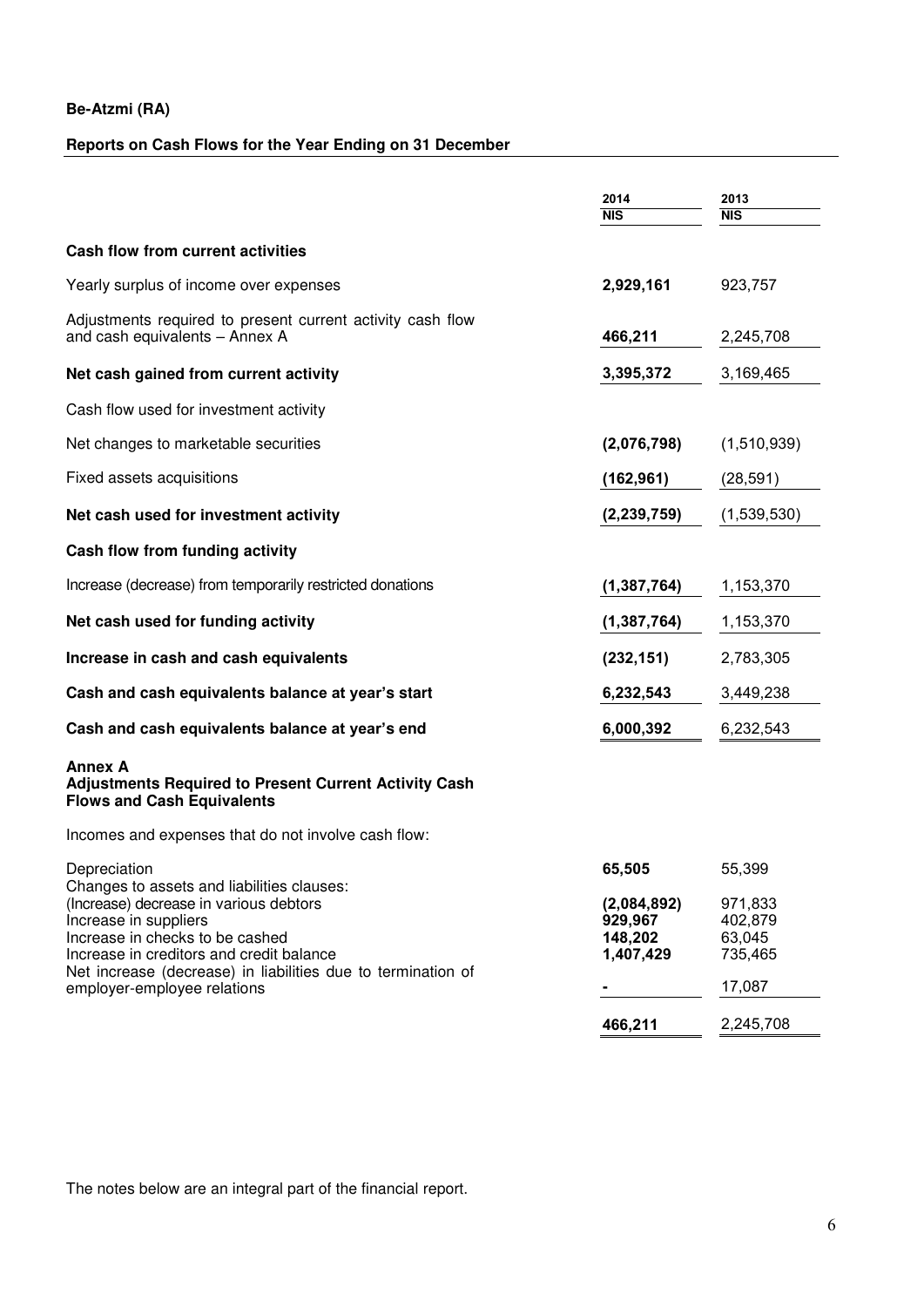**Be-Atzmi (RA)**

**Reports on Cash Flows for the Year Ending on 31 December**

| | 2014 NIS | 2013 NIS |
|---|---|---|
| **Cash flow from current activities** | | |
| Yearly surplus of income over expenses | **2,929,161** | 923,757 |
| Adjustments required to present current activity cash flow and cash equivalents – Annex A | **466,211** | 2,245,708 |
| **Net cash gained from current activity** | **3,395,372** | 3,169,465 |
| Cash flow used for investment activity | | |
| Net changes to marketable securities | **(2,076,798)** | (1,510,939) |
| Fixed assets acquisitions | **(162,961)** | (28,591) |
| **Net cash used for investment activity** | **(2,239,759)** | (1,539,530) |
| **Cash flow from funding activity** | | |
| Increase (decrease) from temporarily restricted donations | **(1,387,764)** | 1,153,370 |
| **Net cash used for funding activity** | **(1,387,764)** | 1,153,370 |
| **Increase in cash and cash equivalents** | **(232,151)** | 2,783,305 |
| **Cash and cash equivalents balance at year's start** | **6,232,543** | 3,449,238 |
| **Cash and cash equivalents balance at year's end** | **6,000,392** | 6,232,543 |

**Annex A**
**Adjustments Required to Present Current Activity Cash Flows and Cash Equivalents**

Incomes and expenses that do not involve cash flow:

| | 2014 NIS | 2013 NIS |
|---|---|---|
| Depreciation | **65,505** | 55,399 |
| Changes to assets and liabilities clauses: | | |
| (Increase) decrease in various debtors | **(2,084,892)** | 971,833 |
| Increase in suppliers | **929,967** | 402,879 |
| Increase in checks to be cashed | **148,202** | 63,045 |
| Increase in creditors and credit balance | **1,407,429** | 735,465 |
| Net increase (decrease) in liabilities due to termination of employer-employee relations | **-** | 17,087 |
| | **466,211** | 2,245,708 |

The notes below are an integral part of the financial report.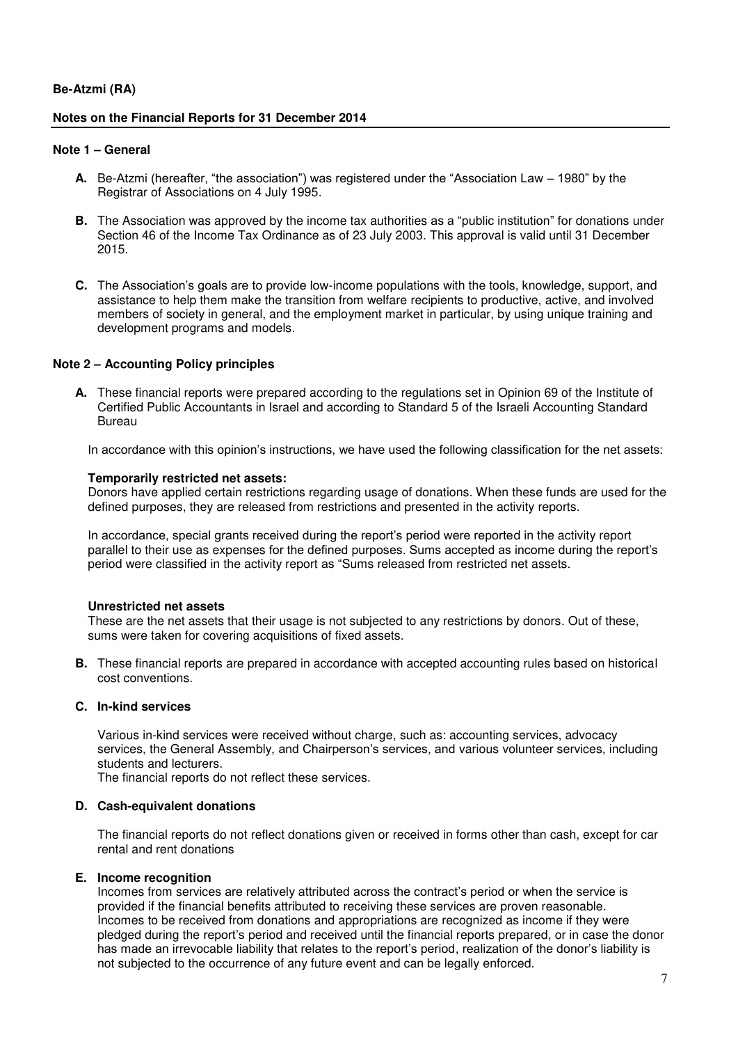**Be-Atzmi (RA)**

**Notes on the Financial Reports for 31 December 2014**

## Note 1 – General

**A.** Be-Atzmi (hereafter, "the association") was registered under the "Association Law – 1980" by the Registrar of Associations on 4 July 1995.

**B.** The Association was approved by the income tax authorities as a "public institution" for donations under Section 46 of the Income Tax Ordinance as of 23 July 2003. This approval is valid until 31 December 2015.

**C.** The Association's goals are to provide low-income populations with the tools, knowledge, support, and assistance to help them make the transition from welfare recipients to productive, active, and involved members of society in general, and the employment market in particular, by using unique training and development programs and models.

## Note 2 – Accounting Policy principles

**A.** These financial reports were prepared according to the regulations set in Opinion 69 of the Institute of Certified Public Accountants in Israel and according to Standard 5 of the Israeli Accounting Standard Bureau

In accordance with this opinion's instructions, we have used the following classification for the net assets:

**Temporarily restricted net assets:**
Donors have applied certain restrictions regarding usage of donations. When these funds are used for the defined purposes, they are released from restrictions and presented in the activity reports.

In accordance, special grants received during the report's period were reported in the activity report parallel to their use as expenses for the defined purposes. Sums accepted as income during the report's period were classified in the activity report as "Sums released from restricted net assets.

**Unrestricted net assets**
These are the net assets that their usage is not subjected to any restrictions by donors. Out of these, sums were taken for covering acquisitions of fixed assets.

**B.** These financial reports are prepared in accordance with accepted accounting rules based on historical cost conventions.

**C. In-kind services**

Various in-kind services were received without charge, such as: accounting services, advocacy services, the General Assembly, and Chairperson's services, and various volunteer services, including students and lecturers.
The financial reports do not reflect these services.

**D. Cash-equivalent donations**

The financial reports do not reflect donations given or received in forms other than cash, except for car rental and rent donations

**E. Income recognition**
Incomes from services are relatively attributed across the contract's period or when the service is provided if the financial benefits attributed to receiving these services are proven reasonable.
Incomes to be received from donations and appropriations are recognized as income if they were pledged during the report's period and received until the financial reports prepared, or in case the donor has made an irrevocable liability that relates to the report's period, realization of the donor's liability is not subjected to the occurrence of any future event and can be legally enforced.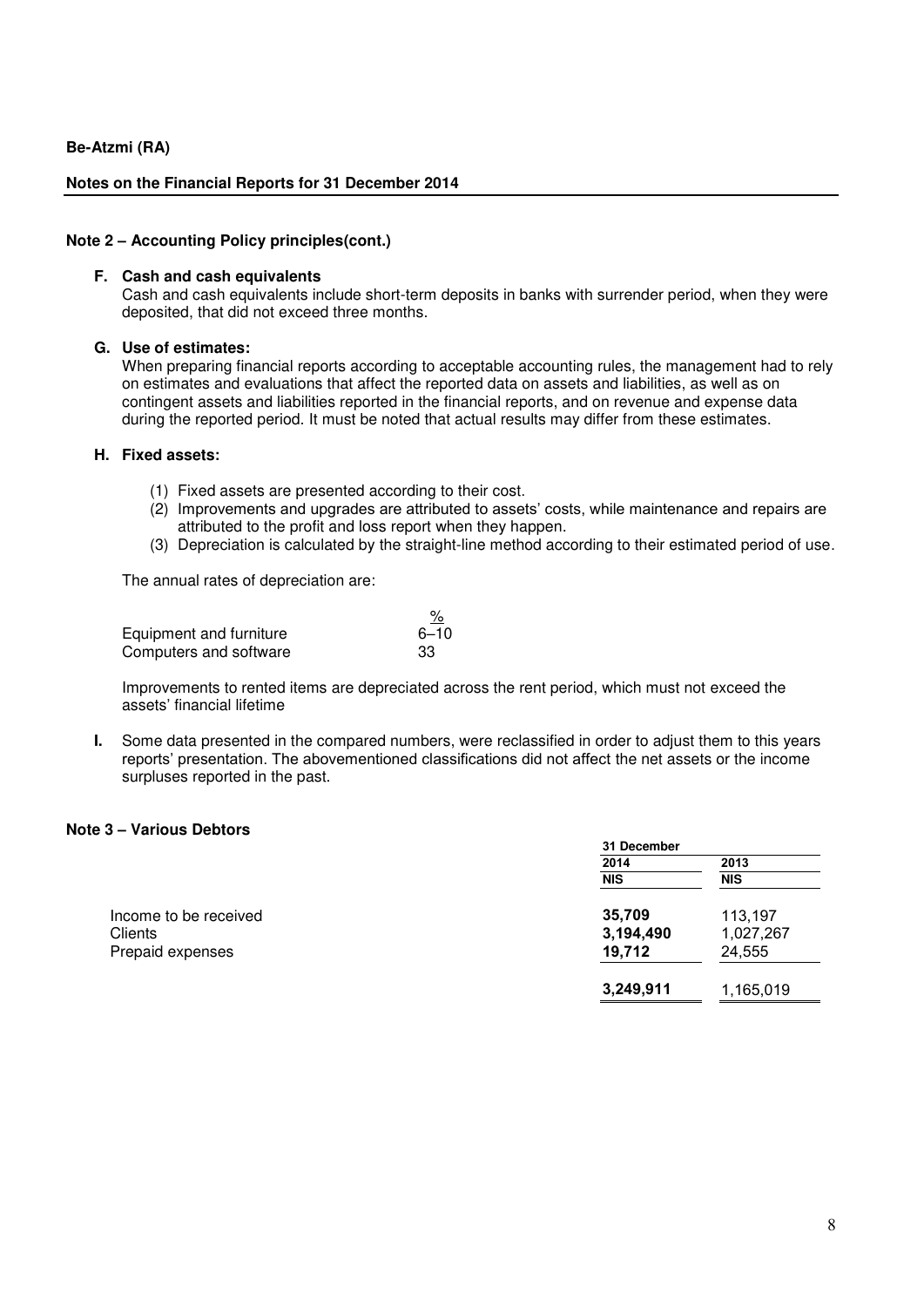**Be-Atzmi (RA)**

**Notes on the Financial Reports for 31 December 2014**

## Note 2 – Accounting Policy principles(cont.)

**F. Cash and cash equivalents**

Cash and cash equivalents include short-term deposits in banks with surrender period, when they were deposited, that did not exceed three months.

**G. Use of estimates:**

When preparing financial reports according to acceptable accounting rules, the management had to rely on estimates and evaluations that affect the reported data on assets and liabilities, as well as on contingent assets and liabilities reported in the financial reports, and on revenue and expense data during the reported period. It must be noted that actual results may differ from these estimates.

**H. Fixed assets:**

(1) Fixed assets are presented according to their cost.
(2) Improvements and upgrades are attributed to assets' costs, while maintenance and repairs are attributed to the profit and loss report when they happen.
(3) Depreciation is calculated by the straight-line method according to their estimated period of use.

The annual rates of depreciation are:

| | % |
|---|---|
| Equipment and furniture | 6–10 |
| Computers and software | 33 |

Improvements to rented items are depreciated across the rent period, which must not exceed the assets' financial lifetime

**I.** Some data presented in the compared numbers, were reclassified in order to adjust them to this years reports' presentation. The abovementioned classifications did not affect the net assets or the income surpluses reported in the past.

## Note 3 – Various Debtors

| | 31 December | |
|---|---|---|
| | **2014** | **2013** |
| | **NIS** | **NIS** |
| Income to be received | **35,709** | 113,197 |
| Clients | **3,194,490** | 1,027,267 |
| Prepaid expenses | **19,712** | 24,555 |
| | **3,249,911** | 1,165,019 |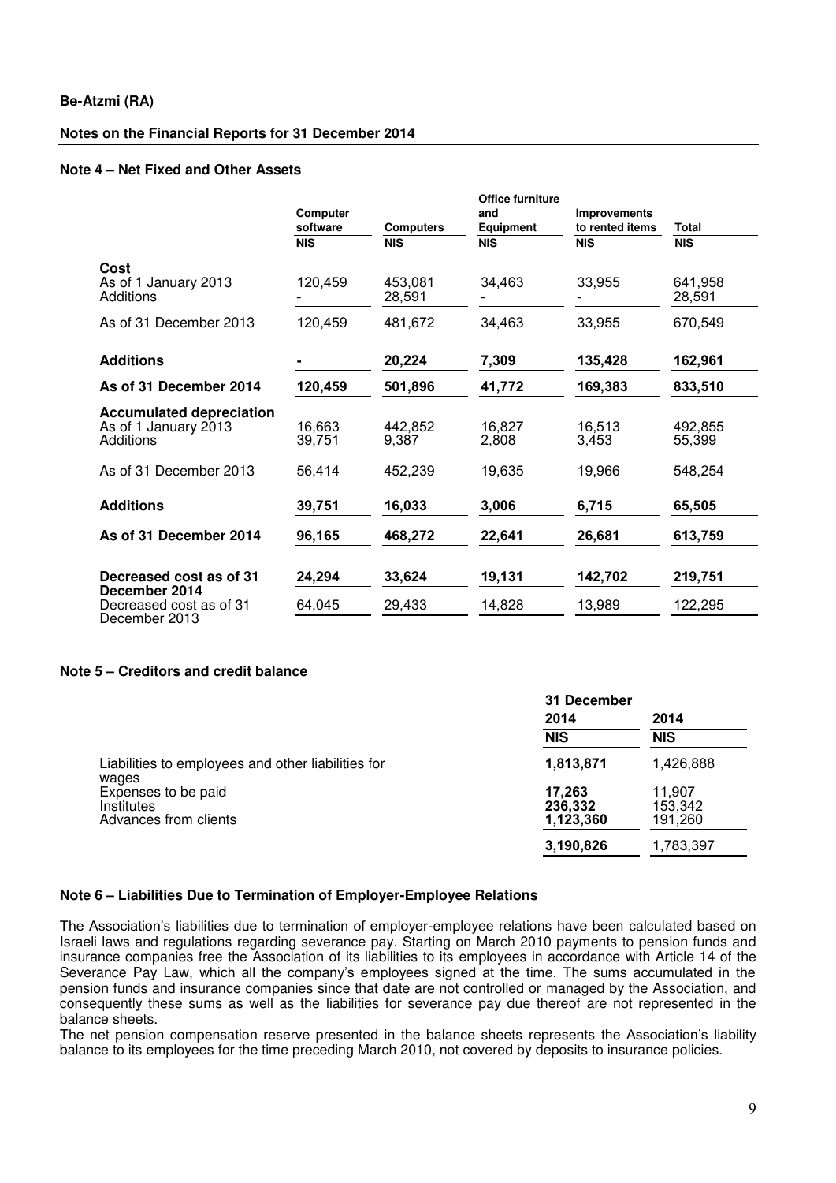**Be-Atzmi (RA)**

**Notes on the Financial Reports for 31 December 2014**

**Note 4 – Net Fixed and Other Assets**

| | Computer software | Computers | Office furniture and Equipment | Improvements to rented items | Total |
|---|---|---|---|---|---|
| | NIS | NIS | NIS | NIS | NIS |
| **Cost** | | | | | |
| As of 1 January 2013 | 120,459 | 453,081 | 34,463 | 33,955 | 641,958 |
| Additions | - | 28,591 | - | - | 28,591 |
| As of 31 December 2013 | 120,459 | 481,672 | 34,463 | 33,955 | 670,549 |
| **Additions** | **-** | **20,224** | **7,309** | **135,428** | **162,961** |
| **As of 31 December 2014** | **120,459** | **501,896** | **41,772** | **169,383** | **833,510** |
| **Accumulated depreciation** | | | | | |
| As of 1 January 2013 | 16,663 | 442,852 | 16,827 | 16,513 | 492,855 |
| Additions | 39,751 | 9,387 | 2,808 | 3,453 | 55,399 |
| As of 31 December 2013 | 56,414 | 452,239 | 19,635 | 19,966 | 548,254 |
| **Additions** | **39,751** | **16,033** | **3,006** | **6,715** | **65,505** |
| **As of 31 December 2014** | **96,165** | **468,272** | **22,641** | **26,681** | **613,759** |
| **Decreased cost as of 31 December 2014** | **24,294** | **33,624** | **19,131** | **142,702** | **219,751** |
| Decreased cost as of 31 December 2013 | 64,045 | 29,433 | 14,828 | 13,989 | 122,295 |

**Note 5 – Creditors and credit balance**

| | 31 December | |
|---|---|---|
| | 2014 | 2014 |
| | NIS | NIS |
| Liabilities to employees and other liabilities for wages | **1,813,871** | 1,426,888 |
| Expenses to be paid | **17,263** | 11,907 |
| Institutes | **236,332** | 153,342 |
| Advances from clients | **1,123,360** | 191,260 |
| | **3,190,826** | 1,783,397 |

**Note 6 – Liabilities Due to Termination of Employer-Employee Relations**

The Association's liabilities due to termination of employer-employee relations have been calculated based on Israeli laws and regulations regarding severance pay. Starting on March 2010 payments to pension funds and insurance companies free the Association of its liabilities to its employees in accordance with Article 14 of the Severance Pay Law, which all the company's employees signed at the time. The sums accumulated in the pension funds and insurance companies since that date are not controlled or managed by the Association, and consequently these sums as well as the liabilities for severance pay due thereof are not represented in the balance sheets.

The net pension compensation reserve presented in the balance sheets represents the Association's liability balance to its employees for the time preceding March 2010, not covered by deposits to insurance policies.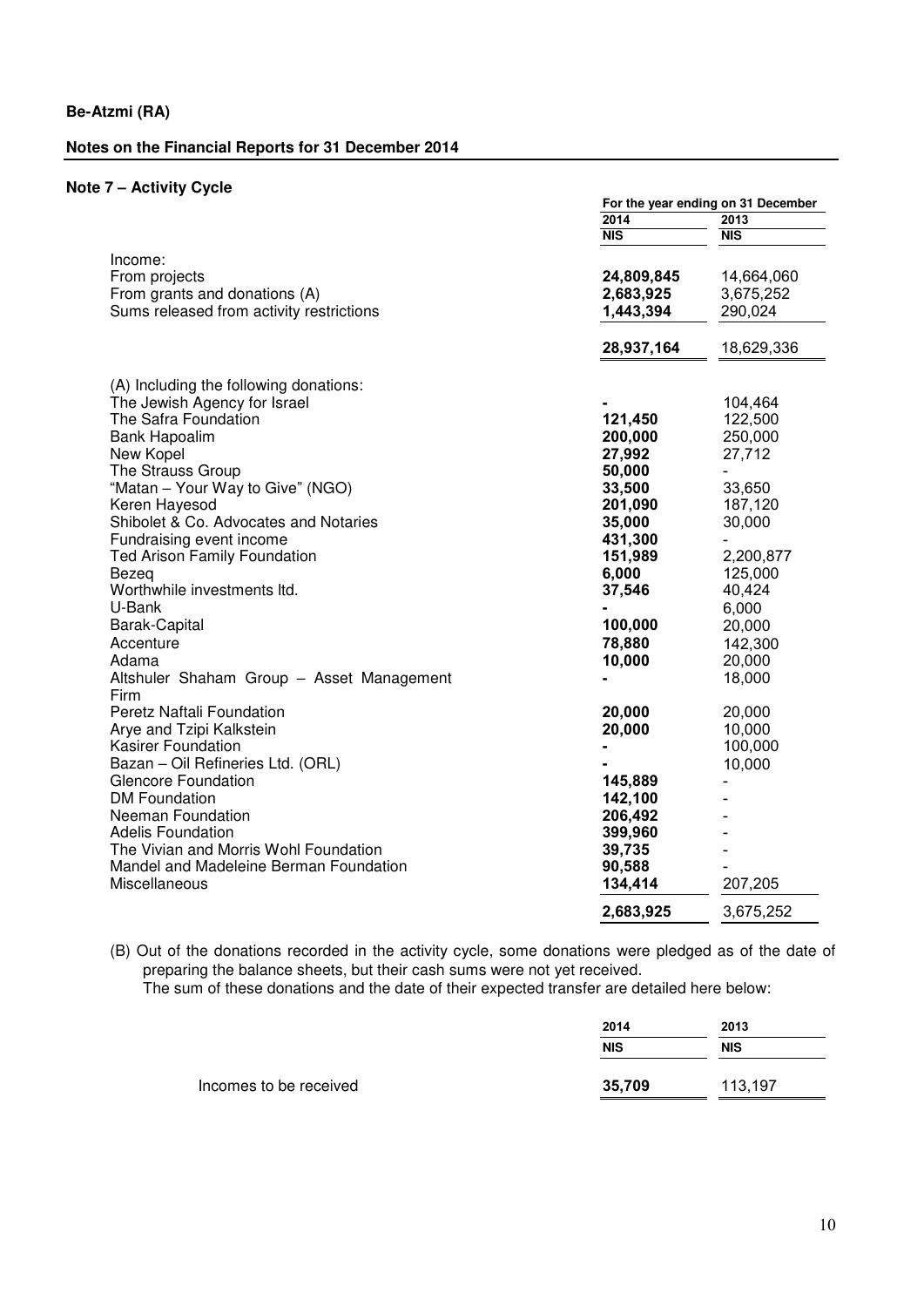**Be-Atzmi (RA)**

**Notes on the Financial Reports for 31 December 2014**

### Note 7 – Activity Cycle

| | For the year ending on 31 December | |
|---|---|---|
| | 2014 | 2013 |
| | NIS | NIS |
| Income: | | |
| From projects | **24,809,845** | 14,664,060 |
| From grants and donations (A) | **2,683,925** | 3,675,252 |
| Sums released from activity restrictions | **1,443,394** | 290,024 |
| | **28,937,164** | 18,629,336 |
| (A) Including the following donations: | | |
| The Jewish Agency for Israel | **-** | 104,464 |
| The Safra Foundation | **121,450** | 122,500 |
| Bank Hapoalim | **200,000** | 250,000 |
| New Kopel | **27,992** | 27,712 |
| The Strauss Group | **50,000** | - |
| "Matan – Your Way to Give" (NGO) | **33,500** | 33,650 |
| Keren Hayesod | **201,090** | 187,120 |
| Shibolet & Co. Advocates and Notaries | **35,000** | 30,000 |
| Fundraising event income | **431,300** | - |
| Ted Arison Family Foundation | **151,989** | 2,200,877 |
| Bezeq | **6,000** | 125,000 |
| Worthwhile investments ltd. | **37,546** | 40,424 |
| U-Bank | **-** | 6,000 |
| Barak-Capital | **100,000** | 20,000 |
| Accenture | **78,880** | 142,300 |
| Adama | **10,000** | 20,000 |
| Altshuler Shaham Group – Asset Management Firm | **-** | 18,000 |
| Peretz Naftali Foundation | **20,000** | 20,000 |
| Arye and Tzipi Kalkstein | **20,000** | 10,000 |
| Kasirer Foundation | **-** | 100,000 |
| Bazan – Oil Refineries Ltd. (ORL) | **-** | 10,000 |
| Glencore Foundation | **145,889** | - |
| DM Foundation | **142,100** | - |
| Neeman Foundation | **206,492** | - |
| Adelis Foundation | **399,960** | - |
| The Vivian and Morris Wohl Foundation | **39,735** | - |
| Mandel and Madeleine Berman Foundation | **90,588** | - |
| Miscellaneous | **134,414** | 207,205 |
| | **2,683,925** | 3,675,252 |

(B) Out of the donations recorded in the activity cycle, some donations were pledged as of the date of preparing the balance sheets, but their cash sums were not yet received.
The sum of these donations and the date of their expected transfer are detailed here below:

| | 2014 | 2013 |
|---|---|---|
| | NIS | NIS |
| Incomes to be received | **35,709** | 113,197 |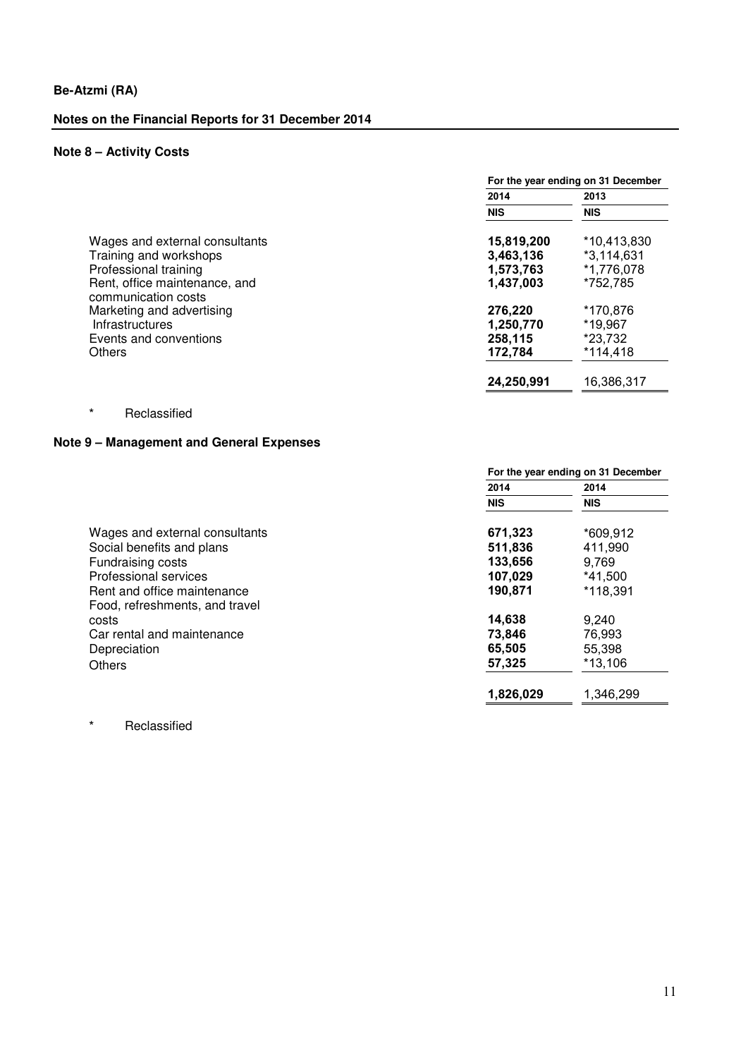**Be-Atzmi (RA)**

**Notes on the Financial Reports for 31 December 2014**

### Note 8 – Activity Costs

| | For the year ending on 31 December | |
|---|---|---|
| | **2014** | **2013** |
| | **NIS** | **NIS** |
| Wages and external consultants | **15,819,200** | *10,413,830 |
| Training and workshops | **3,463,136** | *3,114,631 |
| Professional training | **1,573,763** | *1,776,078 |
| Rent, office maintenance, and communication costs | **1,437,003** | *752,785 |
| Marketing and advertising | **276,220** | *170,876 |
| Infrastructures | **1,250,770** | *19,967 |
| Events and conventions | **258,115** | *23,732 |
| Others | **172,784** | *114,418 |
| | **24,250,991** | 16,386,317 |

\* Reclassified

### Note 9 – Management and General Expenses

| | For the year ending on 31 December | |
|---|---|---|
| | **2014** | **2014** |
| | **NIS** | **NIS** |
| Wages and external consultants | **671,323** | *609,912 |
| Social benefits and plans | **511,836** | 411,990 |
| Fundraising costs | **133,656** | 9,769 |
| Professional services | **107,029** | *41,500 |
| Rent and office maintenance | **190,871** | *118,391 |
| Food, refreshments, and travel costs | **14,638** | 9,240 |
| Car rental and maintenance | **73,846** | 76,993 |
| Depreciation | **65,505** | 55,398 |
| Others | **57,325** | *13,106 |
| | **1,826,029** | 1,346,299 |

\* Reclassified